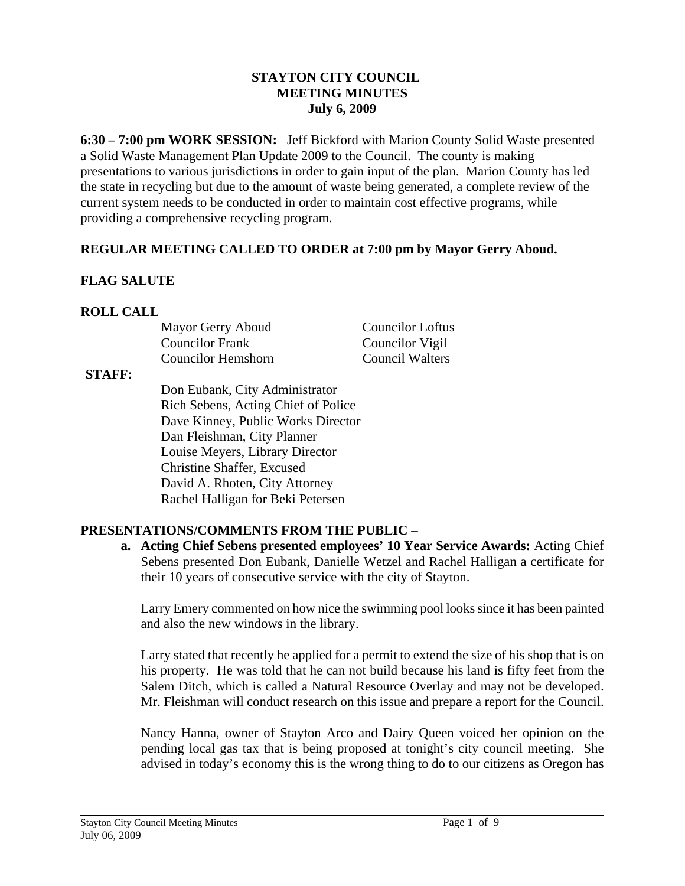# STAYTON CITY COUNCIL
## MEETING MINUTES
## July 6, 2009

**6:30 – 7:00 pm WORK SESSION:** Jeff Bickford with Marion County Solid Waste presented a Solid Waste Management Plan Update 2009 to the Council. The county is making presentations to various jurisdictions in order to gain input of the plan. Marion County has led the state in recycling but due to the amount of waste being generated, a complete review of the current system needs to be conducted in order to maintain cost effective programs, while providing a comprehensive recycling program.

**REGULAR MEETING CALLED TO ORDER at 7:00 pm by Mayor Gerry Aboud.**

**FLAG SALUTE**

**ROLL CALL**

| | |
|---|---|
| Mayor Gerry Aboud | Councilor Loftus |
| Councilor Frank | Councilor Vigil |
| Councilor Hemshorn | Council Walters |

**STAFF:**

Don Eubank, City Administrator
Rich Sebens, Acting Chief of Police
Dave Kinney, Public Works Director
Dan Fleishman, City Planner
Louise Meyers, Library Director
Christine Shaffer, Excused
David A. Rhoten, City Attorney
Rachel Halligan for Beki Petersen

**PRESENTATIONS/COMMENTS FROM THE PUBLIC** –

**a. Acting Chief Sebens presented employees' 10 Year Service Awards:** Acting Chief Sebens presented Don Eubank, Danielle Wetzel and Rachel Halligan a certificate for their 10 years of consecutive service with the city of Stayton.

Larry Emery commented on how nice the swimming pool looks since it has been painted and also the new windows in the library.

Larry stated that recently he applied for a permit to extend the size of his shop that is on his property. He was told that he can not build because his land is fifty feet from the Salem Ditch, which is called a Natural Resource Overlay and may not be developed. Mr. Fleishman will conduct research on this issue and prepare a report for the Council.

Nancy Hanna, owner of Stayton Arco and Dairy Queen voiced her opinion on the pending local gas tax that is being proposed at tonight's city council meeting. She advised in today's economy this is the wrong thing to do to our citizens as Oregon has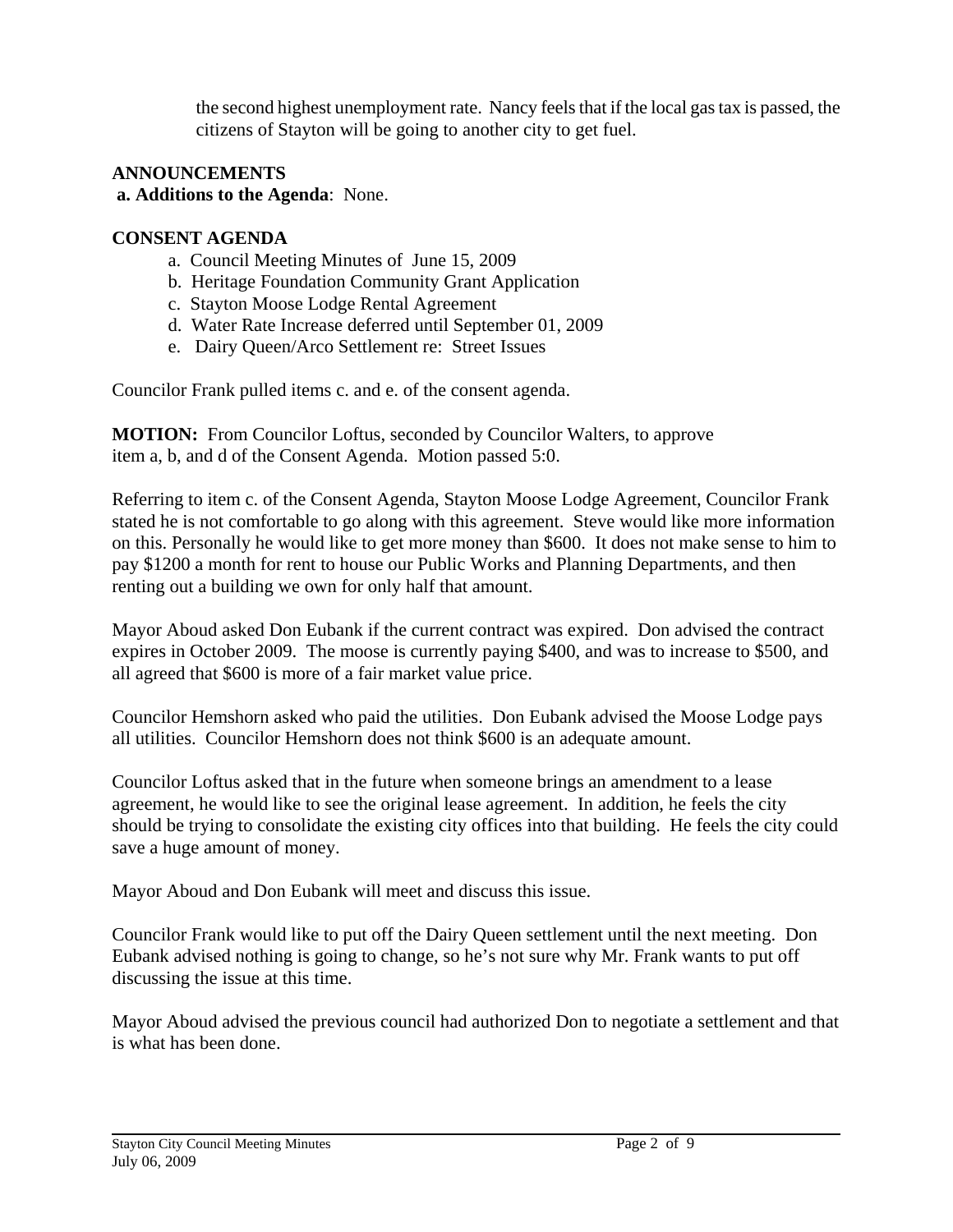the second highest unemployment rate. Nancy feels that if the local gas tax is passed, the citizens of Stayton will be going to another city to get fuel.

**ANNOUNCEMENTS**

**a. Additions to the Agenda**: None.

**CONSENT AGENDA**

a. Council Meeting Minutes of June 15, 2009
b. Heritage Foundation Community Grant Application
c. Stayton Moose Lodge Rental Agreement
d. Water Rate Increase deferred until September 01, 2009
e. Dairy Queen/Arco Settlement re: Street Issues

Councilor Frank pulled items c. and e. of the consent agenda.

**MOTION:** From Councilor Loftus, seconded by Councilor Walters, to approve item a, b, and d of the Consent Agenda. Motion passed 5:0.

Referring to item c. of the Consent Agenda, Stayton Moose Lodge Agreement, Councilor Frank stated he is not comfortable to go along with this agreement. Steve would like more information on this. Personally he would like to get more money than $600. It does not make sense to him to pay $1200 a month for rent to house our Public Works and Planning Departments, and then renting out a building we own for only half that amount.

Mayor Aboud asked Don Eubank if the current contract was expired. Don advised the contract expires in October 2009. The moose is currently paying $400, and was to increase to $500, and all agreed that $600 is more of a fair market value price.

Councilor Hemshorn asked who paid the utilities. Don Eubank advised the Moose Lodge pays all utilities. Councilor Hemshorn does not think $600 is an adequate amount.

Councilor Loftus asked that in the future when someone brings an amendment to a lease agreement, he would like to see the original lease agreement. In addition, he feels the city should be trying to consolidate the existing city offices into that building. He feels the city could save a huge amount of money.

Mayor Aboud and Don Eubank will meet and discuss this issue.

Councilor Frank would like to put off the Dairy Queen settlement until the next meeting. Don Eubank advised nothing is going to change, so he's not sure why Mr. Frank wants to put off discussing the issue at this time.

Mayor Aboud advised the previous council had authorized Don to negotiate a settlement and that is what has been done.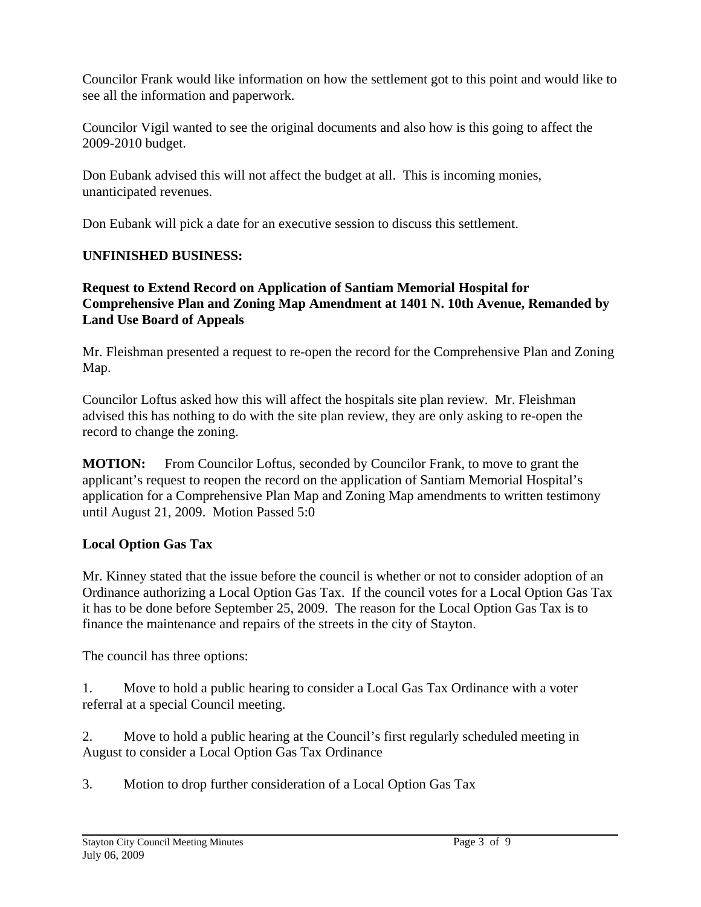Councilor Frank would like information on how the settlement got to this point and would like to see all the information and paperwork.

Councilor Vigil wanted to see the original documents and also how is this going to affect the 2009-2010 budget.

Don Eubank advised this will not affect the budget at all. This is incoming monies, unanticipated revenues.

Don Eubank will pick a date for an executive session to discuss this settlement.

**UNFINISHED BUSINESS:**

**Request to Extend Record on Application of Santiam Memorial Hospital for Comprehensive Plan and Zoning Map Amendment at 1401 N. 10th Avenue, Remanded by Land Use Board of Appeals**

Mr. Fleishman presented a request to re-open the record for the Comprehensive Plan and Zoning Map.

Councilor Loftus asked how this will affect the hospitals site plan review. Mr. Fleishman advised this has nothing to do with the site plan review, they are only asking to re-open the record to change the zoning.

**MOTION:** From Councilor Loftus, seconded by Councilor Frank, to move to grant the applicant's request to reopen the record on the application of Santiam Memorial Hospital's application for a Comprehensive Plan Map and Zoning Map amendments to written testimony until August 21, 2009. Motion Passed 5:0

**Local Option Gas Tax**

Mr. Kinney stated that the issue before the council is whether or not to consider adoption of an Ordinance authorizing a Local Option Gas Tax. If the council votes for a Local Option Gas Tax it has to be done before September 25, 2009. The reason for the Local Option Gas Tax is to finance the maintenance and repairs of the streets in the city of Stayton.

The council has three options:

1. Move to hold a public hearing to consider a Local Gas Tax Ordinance with a voter referral at a special Council meeting.

2. Move to hold a public hearing at the Council's first regularly scheduled meeting in August to consider a Local Option Gas Tax Ordinance

3. Motion to drop further consideration of a Local Option Gas Tax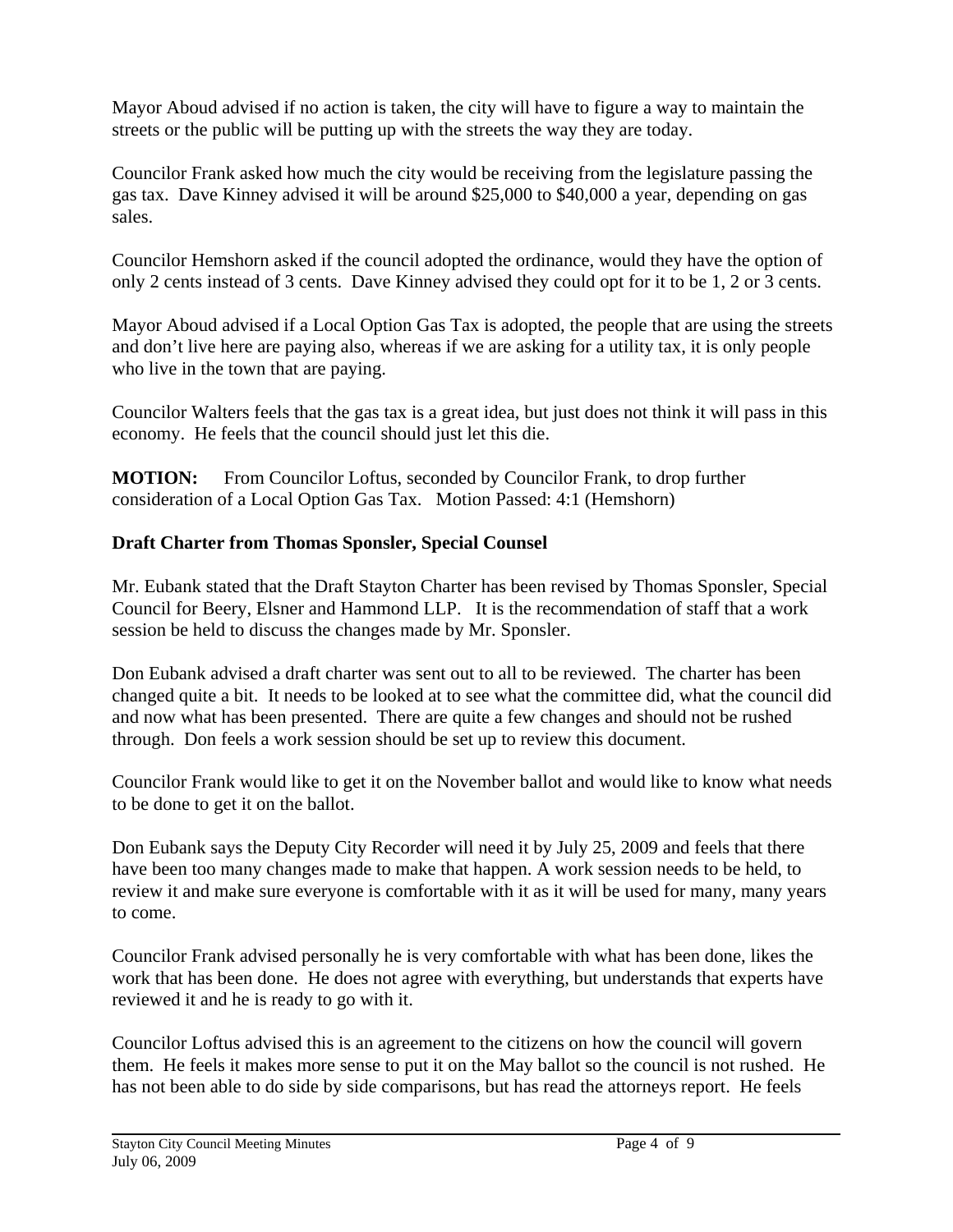Mayor Aboud advised if no action is taken, the city will have to figure a way to maintain the streets or the public will be putting up with the streets the way they are today.

Councilor Frank asked how much the city would be receiving from the legislature passing the gas tax. Dave Kinney advised it will be around $25,000 to $40,000 a year, depending on gas sales.

Councilor Hemshorn asked if the council adopted the ordinance, would they have the option of only 2 cents instead of 3 cents. Dave Kinney advised they could opt for it to be 1, 2 or 3 cents.

Mayor Aboud advised if a Local Option Gas Tax is adopted, the people that are using the streets and don't live here are paying also, whereas if we are asking for a utility tax, it is only people who live in the town that are paying.

Councilor Walters feels that the gas tax is a great idea, but just does not think it will pass in this economy. He feels that the council should just let this die.

**MOTION:** From Councilor Loftus, seconded by Councilor Frank, to drop further consideration of a Local Option Gas Tax. Motion Passed: 4:1 (Hemshorn)

**Draft Charter from Thomas Sponsler, Special Counsel**

Mr. Eubank stated that the Draft Stayton Charter has been revised by Thomas Sponsler, Special Council for Beery, Elsner and Hammond LLP. It is the recommendation of staff that a work session be held to discuss the changes made by Mr. Sponsler.

Don Eubank advised a draft charter was sent out to all to be reviewed. The charter has been changed quite a bit. It needs to be looked at to see what the committee did, what the council did and now what has been presented. There are quite a few changes and should not be rushed through. Don feels a work session should be set up to review this document.

Councilor Frank would like to get it on the November ballot and would like to know what needs to be done to get it on the ballot.

Don Eubank says the Deputy City Recorder will need it by July 25, 2009 and feels that there have been too many changes made to make that happen. A work session needs to be held, to review it and make sure everyone is comfortable with it as it will be used for many, many years to come.

Councilor Frank advised personally he is very comfortable with what has been done, likes the work that has been done. He does not agree with everything, but understands that experts have reviewed it and he is ready to go with it.

Councilor Loftus advised this is an agreement to the citizens on how the council will govern them. He feels it makes more sense to put it on the May ballot so the council is not rushed. He has not been able to do side by side comparisons, but has read the attorneys report. He feels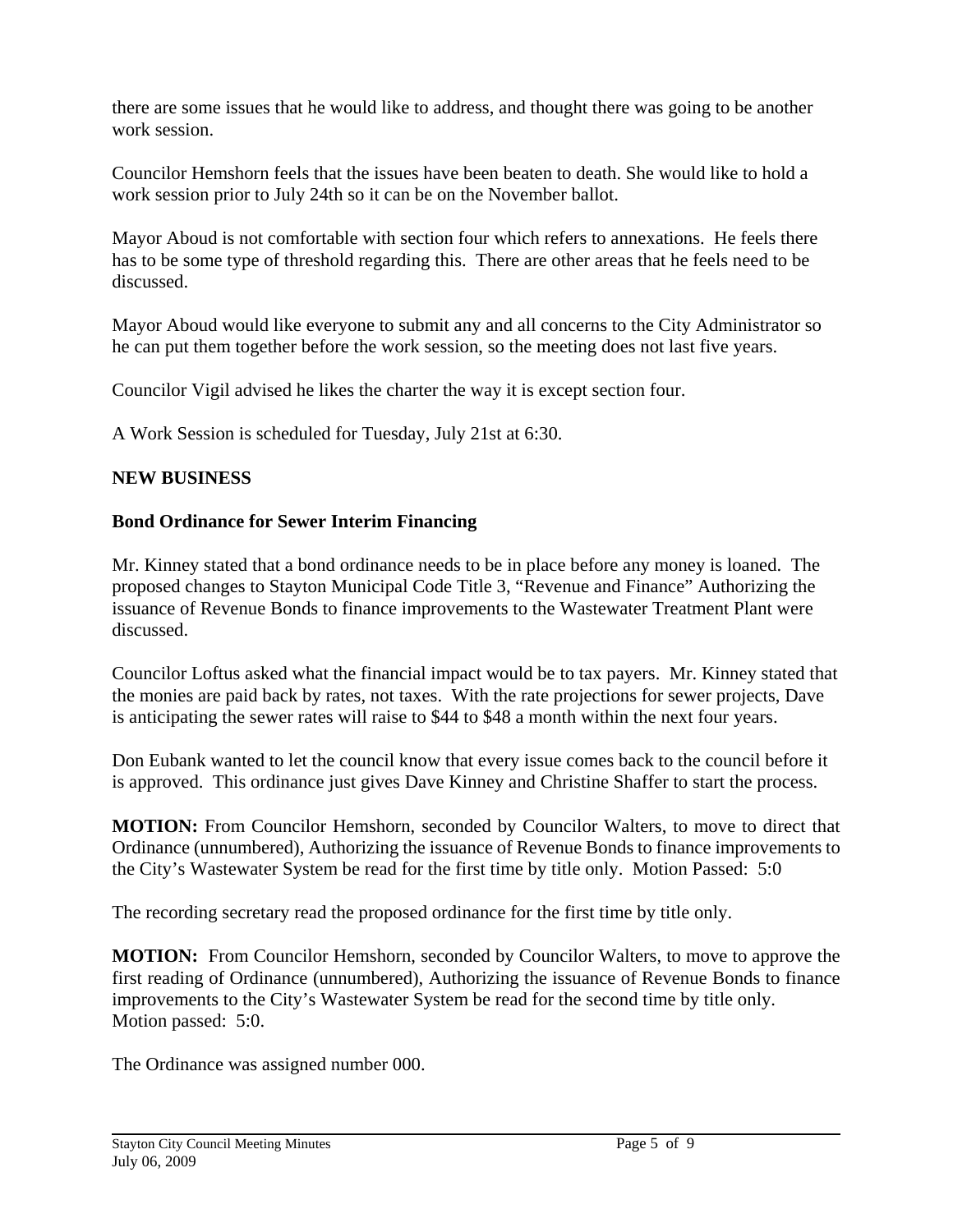there are some issues that he would like to address, and thought there was going to be another work session.

Councilor Hemshorn feels that the issues have been beaten to death. She would like to hold a work session prior to July 24th so it can be on the November ballot.

Mayor Aboud is not comfortable with section four which refers to annexations. He feels there has to be some type of threshold regarding this. There are other areas that he feels need to be discussed.

Mayor Aboud would like everyone to submit any and all concerns to the City Administrator so he can put them together before the work session, so the meeting does not last five years.

Councilor Vigil advised he likes the charter the way it is except section four.

A Work Session is scheduled for Tuesday, July 21st at 6:30.

**NEW BUSINESS**

**Bond Ordinance for Sewer Interim Financing**

Mr. Kinney stated that a bond ordinance needs to be in place before any money is loaned. The proposed changes to Stayton Municipal Code Title 3, "Revenue and Finance" Authorizing the issuance of Revenue Bonds to finance improvements to the Wastewater Treatment Plant were discussed.

Councilor Loftus asked what the financial impact would be to tax payers. Mr. Kinney stated that the monies are paid back by rates, not taxes. With the rate projections for sewer projects, Dave is anticipating the sewer rates will raise to $44 to $48 a month within the next four years.

Don Eubank wanted to let the council know that every issue comes back to the council before it is approved. This ordinance just gives Dave Kinney and Christine Shaffer to start the process.

**MOTION:** From Councilor Hemshorn, seconded by Councilor Walters, to move to direct that Ordinance (unnumbered), Authorizing the issuance of Revenue Bonds to finance improvements to the City's Wastewater System be read for the first time by title only. Motion Passed: 5:0

The recording secretary read the proposed ordinance for the first time by title only.

**MOTION:** From Councilor Hemshorn, seconded by Councilor Walters, to move to approve the first reading of Ordinance (unnumbered), Authorizing the issuance of Revenue Bonds to finance improvements to the City's Wastewater System be read for the second time by title only. Motion passed: 5:0.

The Ordinance was assigned number 000.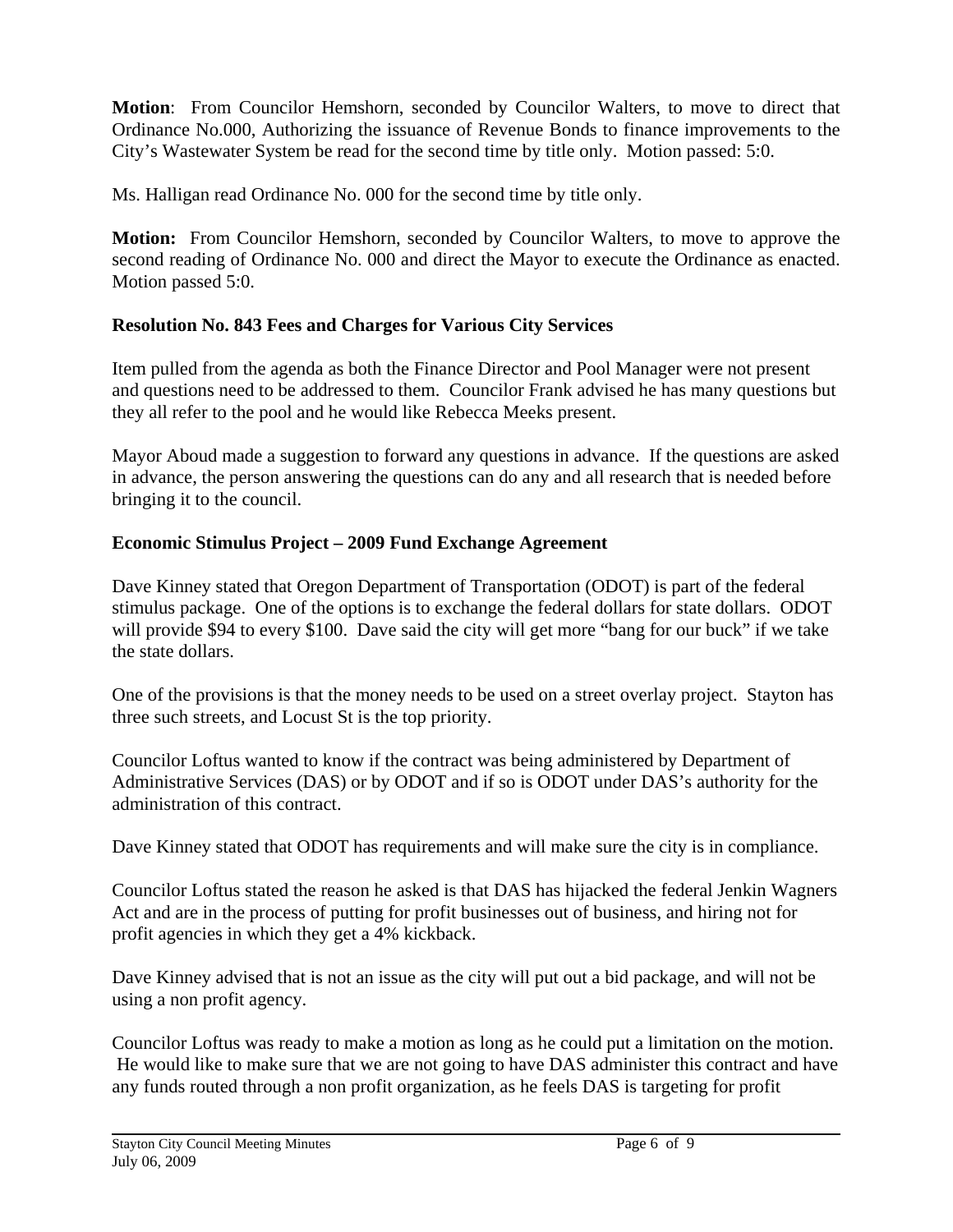**Motion**: From Councilor Hemshorn, seconded by Councilor Walters, to move to direct that Ordinance No.000, Authorizing the issuance of Revenue Bonds to finance improvements to the City's Wastewater System be read for the second time by title only. Motion passed: 5:0.

Ms. Halligan read Ordinance No. 000 for the second time by title only.

**Motion:** From Councilor Hemshorn, seconded by Councilor Walters, to move to approve the second reading of Ordinance No. 000 and direct the Mayor to execute the Ordinance as enacted. Motion passed 5:0.

### Resolution No. 843 Fees and Charges for Various City Services

Item pulled from the agenda as both the Finance Director and Pool Manager were not present and questions need to be addressed to them. Councilor Frank advised he has many questions but they all refer to the pool and he would like Rebecca Meeks present.

Mayor Aboud made a suggestion to forward any questions in advance. If the questions are asked in advance, the person answering the questions can do any and all research that is needed before bringing it to the council.

### Economic Stimulus Project – 2009 Fund Exchange Agreement

Dave Kinney stated that Oregon Department of Transportation (ODOT) is part of the federal stimulus package. One of the options is to exchange the federal dollars for state dollars. ODOT will provide $94 to every $100. Dave said the city will get more "bang for our buck" if we take the state dollars.

One of the provisions is that the money needs to be used on a street overlay project. Stayton has three such streets, and Locust St is the top priority.

Councilor Loftus wanted to know if the contract was being administered by Department of Administrative Services (DAS) or by ODOT and if so is ODOT under DAS's authority for the administration of this contract.

Dave Kinney stated that ODOT has requirements and will make sure the city is in compliance.

Councilor Loftus stated the reason he asked is that DAS has hijacked the federal Jenkin Wagners Act and are in the process of putting for profit businesses out of business, and hiring not for profit agencies in which they get a 4% kickback.

Dave Kinney advised that is not an issue as the city will put out a bid package, and will not be using a non profit agency.

Councilor Loftus was ready to make a motion as long as he could put a limitation on the motion. He would like to make sure that we are not going to have DAS administer this contract and have any funds routed through a non profit organization, as he feels DAS is targeting for profit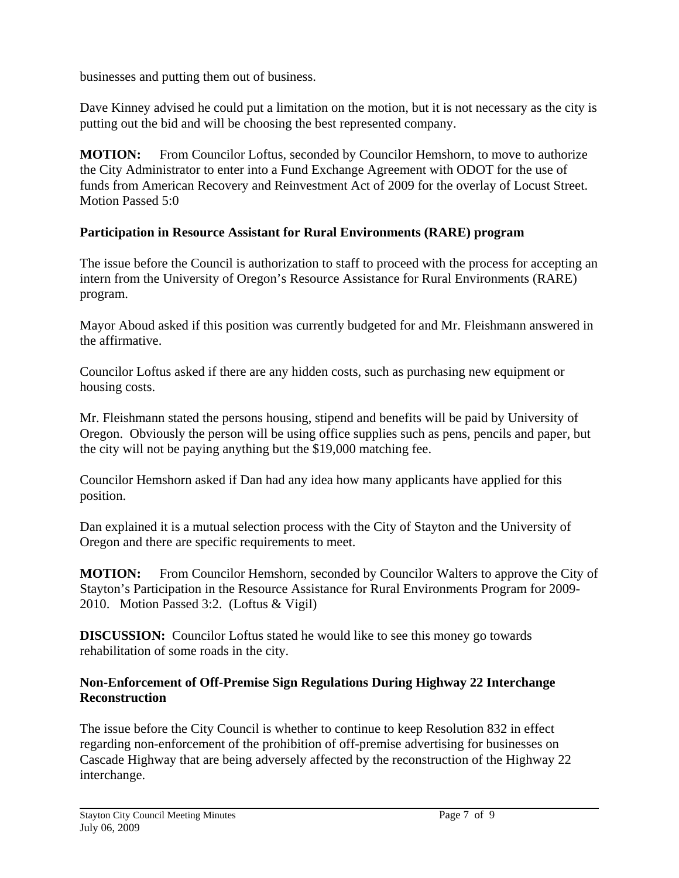businesses and putting them out of business.

Dave Kinney advised he could put a limitation on the motion, but it is not necessary as the city is putting out the bid and will be choosing the best represented company.

**MOTION:** From Councilor Loftus, seconded by Councilor Hemshorn, to move to authorize the City Administrator to enter into a Fund Exchange Agreement with ODOT for the use of funds from American Recovery and Reinvestment Act of 2009 for the overlay of Locust Street. Motion Passed 5:0

**Participation in Resource Assistant for Rural Environments (RARE) program**

The issue before the Council is authorization to staff to proceed with the process for accepting an intern from the University of Oregon's Resource Assistance for Rural Environments (RARE) program.

Mayor Aboud asked if this position was currently budgeted for and Mr. Fleishmann answered in the affirmative.

Councilor Loftus asked if there are any hidden costs, such as purchasing new equipment or housing costs.

Mr. Fleishmann stated the persons housing, stipend and benefits will be paid by University of Oregon. Obviously the person will be using office supplies such as pens, pencils and paper, but the city will not be paying anything but the $19,000 matching fee.

Councilor Hemshorn asked if Dan had any idea how many applicants have applied for this position.

Dan explained it is a mutual selection process with the City of Stayton and the University of Oregon and there are specific requirements to meet.

**MOTION:** From Councilor Hemshorn, seconded by Councilor Walters to approve the City of Stayton's Participation in the Resource Assistance for Rural Environments Program for 2009-2010. Motion Passed 3:2. (Loftus & Vigil)

**DISCUSSION:** Councilor Loftus stated he would like to see this money go towards rehabilitation of some roads in the city.

**Non-Enforcement of Off-Premise Sign Regulations During Highway 22 Interchange Reconstruction**

The issue before the City Council is whether to continue to keep Resolution 832 in effect regarding non-enforcement of the prohibition of off-premise advertising for businesses on Cascade Highway that are being adversely affected by the reconstruction of the Highway 22 interchange.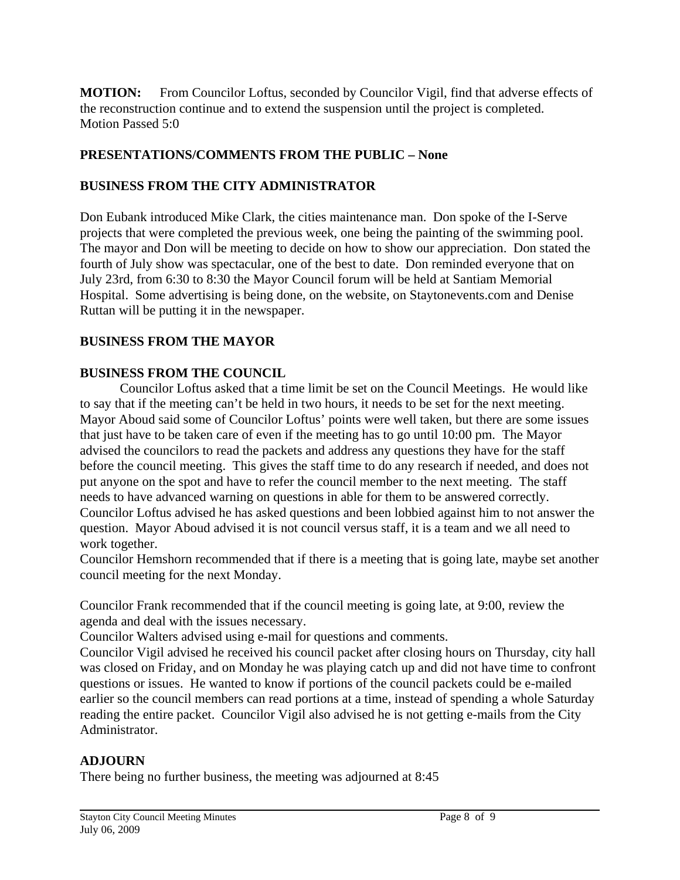**MOTION:** From Councilor Loftus, seconded by Councilor Vigil, find that adverse effects of the reconstruction continue and to extend the suspension until the project is completed.
Motion Passed 5:0

## PRESENTATIONS/COMMENTS FROM THE PUBLIC – None

## BUSINESS FROM THE CITY ADMINISTRATOR

Don Eubank introduced Mike Clark, the cities maintenance man. Don spoke of the I-Serve projects that were completed the previous week, one being the painting of the swimming pool. The mayor and Don will be meeting to decide on how to show our appreciation. Don stated the fourth of July show was spectacular, one of the best to date. Don reminded everyone that on July 23rd, from 6:30 to 8:30 the Mayor Council forum will be held at Santiam Memorial Hospital. Some advertising is being done, on the website, on Staytonevents.com and Denise Ruttan will be putting it in the newspaper.

## BUSINESS FROM THE MAYOR

## BUSINESS FROM THE COUNCIL

Councilor Loftus asked that a time limit be set on the Council Meetings. He would like to say that if the meeting can't be held in two hours, it needs to be set for the next meeting. Mayor Aboud said some of Councilor Loftus' points were well taken, but there are some issues that just have to be taken care of even if the meeting has to go until 10:00 pm. The Mayor advised the councilors to read the packets and address any questions they have for the staff before the council meeting. This gives the staff time to do any research if needed, and does not put anyone on the spot and have to refer the council member to the next meeting. The staff needs to have advanced warning on questions in able for them to be answered correctly. Councilor Loftus advised he has asked questions and been lobbied against him to not answer the question. Mayor Aboud advised it is not council versus staff, it is a team and we all need to work together.
Councilor Hemshorn recommended that if there is a meeting that is going late, maybe set another council meeting for the next Monday.

Councilor Frank recommended that if the council meeting is going late, at 9:00, review the agenda and deal with the issues necessary.
Councilor Walters advised using e-mail for questions and comments.
Councilor Vigil advised he received his council packet after closing hours on Thursday, city hall was closed on Friday, and on Monday he was playing catch up and did not have time to confront questions or issues. He wanted to know if portions of the council packets could be e-mailed earlier so the council members can read portions at a time, instead of spending a whole Saturday reading the entire packet. Councilor Vigil also advised he is not getting e-mails from the City Administrator.

## ADJOURN

There being no further business, the meeting was adjourned at 8:45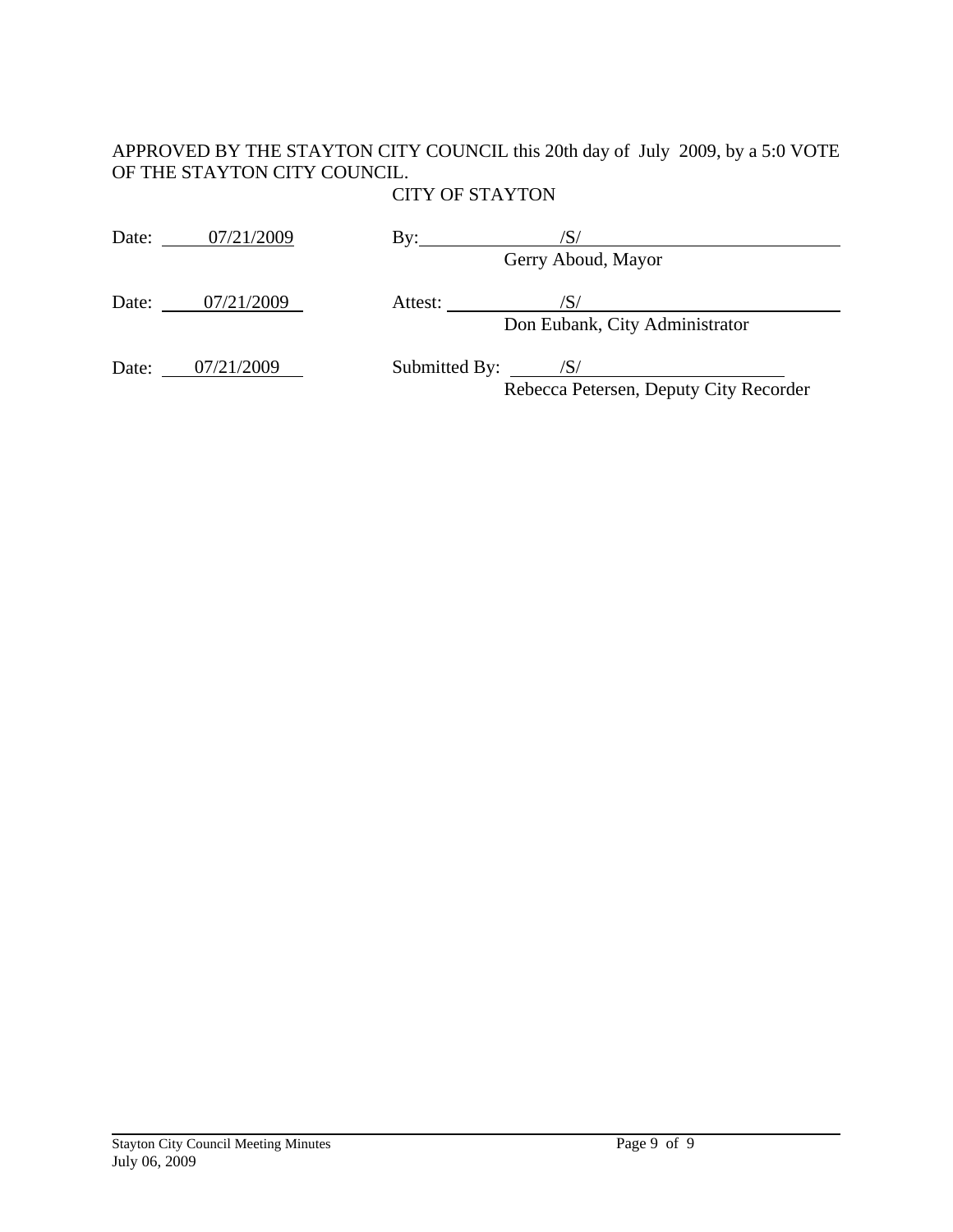APPROVED BY THE STAYTON CITY COUNCIL this 20th day of July 2009, by a 5:0 VOTE OF THE STAYTON CITY COUNCIL.

CITY OF STAYTON

Date: 07/21/2009 By: /S/
Gerry Aboud, Mayor

Date: 07/21/2009 Attest: /S/
Don Eubank, City Administrator

Date: 07/21/2009 Submitted By: /S/
Rebecca Petersen, Deputy City Recorder